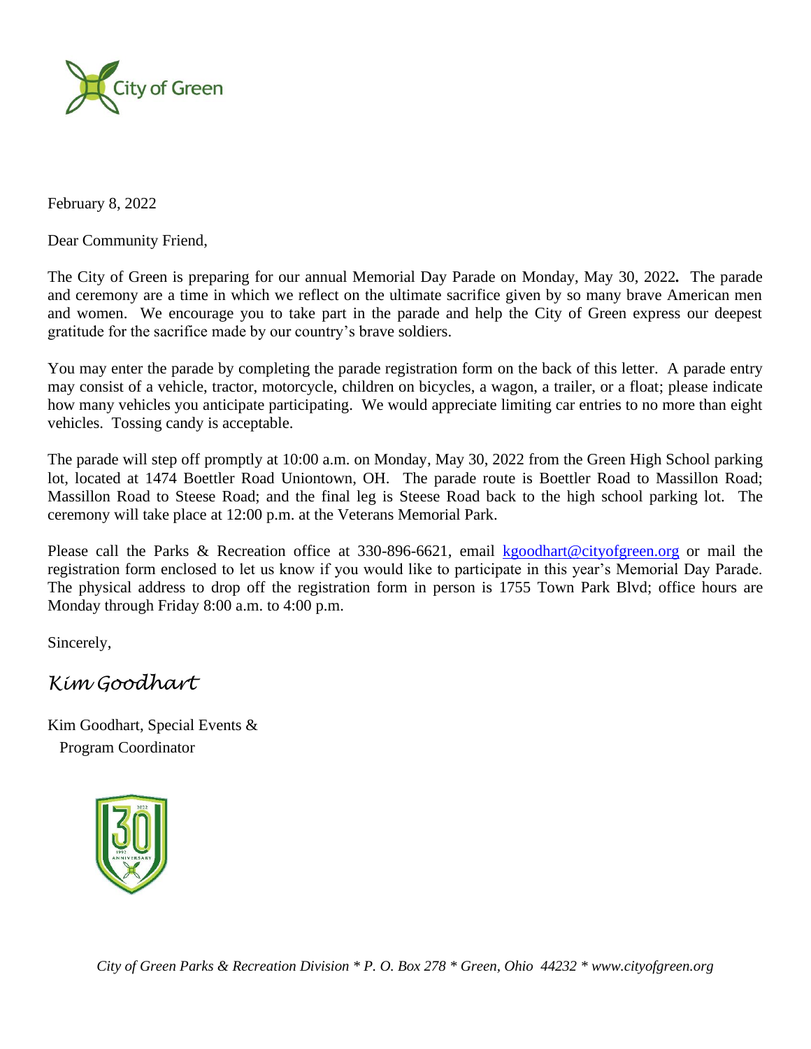City of Green

February 8, 2022

Dear Community Friend,

The City of Green is preparing for our annual Memorial Day Parade on Monday, May 30, 2022**.** The parade and ceremony are a time in which we reflect on the ultimate sacrifice given by so many brave American men and women. We encourage you to take part in the parade and help the City of Green express our deepest gratitude for the sacrifice made by our country's brave soldiers.

You may enter the parade by completing the parade registration form on the back of this letter. A parade entry may consist of a vehicle, tractor, motorcycle, children on bicycles, a wagon, a trailer, or a float; please indicate how many vehicles you anticipate participating. We would appreciate limiting car entries to no more than eight vehicles. Tossing candy is acceptable.

The parade will step off promptly at 10:00 a.m. on Monday, May 30, 2022 from the Green High School parking lot, located at 1474 Boettler Road Uniontown, OH. The parade route is Boettler Road to Massillon Road; Massillon Road to Steese Road; and the final leg is Steese Road back to the high school parking lot. The ceremony will take place at 12:00 p.m. at the Veterans Memorial Park.

Please call the Parks & Recreation office at 330-896-6621, email kgoodhart@cityofgreen.org or mail the registration form enclosed to let us know if you would like to participate in this year's Memorial Day Parade. The physical address to drop off the registration form in person is 1755 Town Park Blvd; office hours are Monday through Friday 8:00 a.m. to 4:00 p.m.

Sincerely,

*Kim Goodhart*

Kim Goodhart, Special Events &
Program Coordinator

*City of Green Parks & Recreation Division * P. O. Box 278 * Green, Ohio 44232 * www.cityofgreen.org*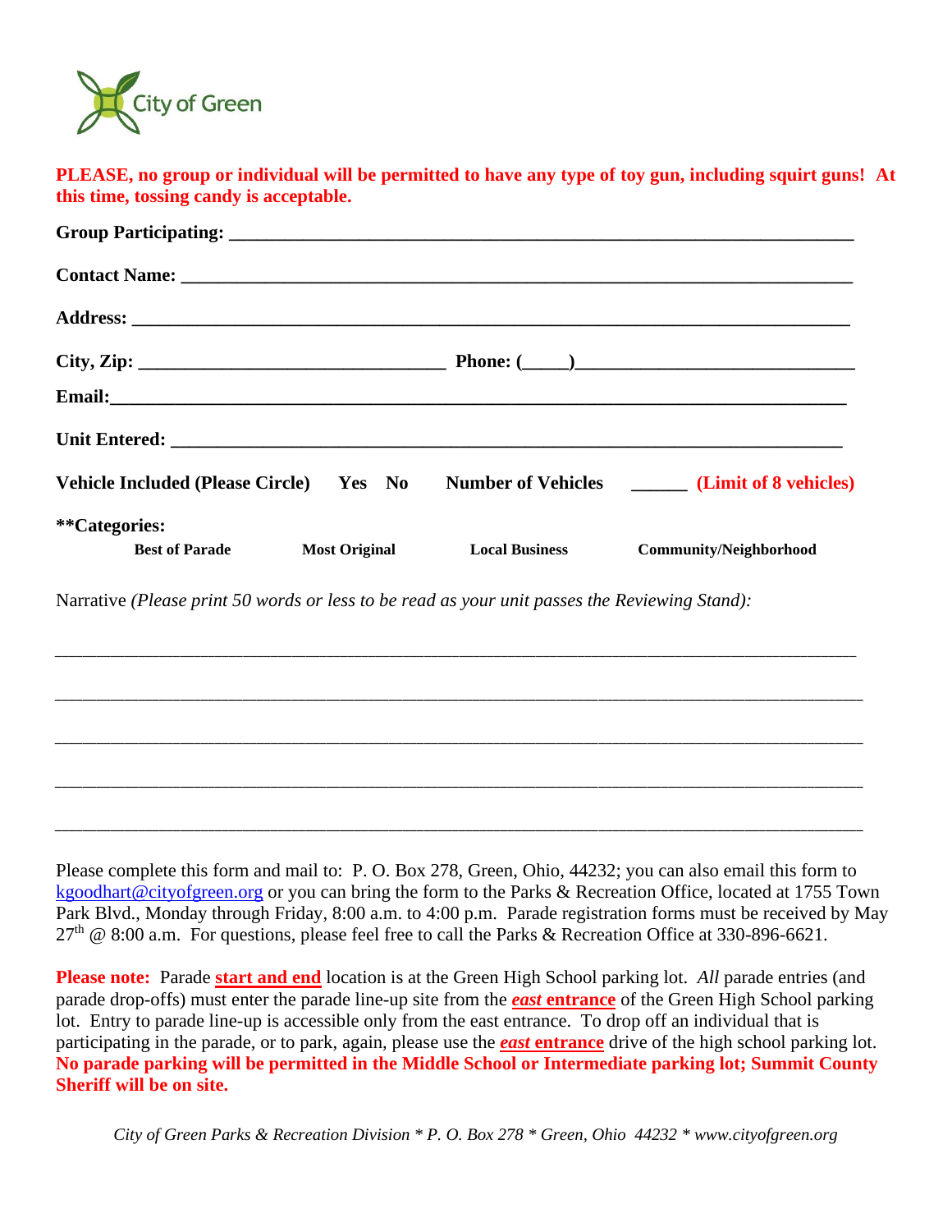City of Green

**PLEASE, no group or individual will be permitted to have any type of toy gun, including squirt guns! At this time, tossing candy is acceptable.**

**Group Participating:** ___________________________________________________________________

**Contact Name:** ______________________________________________________________________

**Address:** __________________________________________________________________________

**City, Zip:** _________________________________ **Phone: (_____)**_____________________________

**Email:**_____________________________________________________________________________

**Unit Entered:** _______________________________________________________________________

**Vehicle Included (Please Circle)** **Yes** **No** **Number of Vehicles** ______ **(Limit of 8 vehicles)**

**Categories:

**Best of Parade** **Most Original** **Local Business** **Community/Neighborhood**

Narrative *(Please print 50 words or less to be read as your unit passes the Reviewing Stand):*

_____________________________________________________________________________________

_____________________________________________________________________________________

_____________________________________________________________________________________

_____________________________________________________________________________________

_____________________________________________________________________________________

Please complete this form and mail to: P. O. Box 278, Green, Ohio, 44232; you can also email this form to kgoodhart@cityofgreen.org or you can bring the form to the Parks & Recreation Office, located at 1755 Town Park Blvd., Monday through Friday, 8:00 a.m. to 4:00 p.m. Parade registration forms must be received by May 27th @ 8:00 a.m. For questions, please feel free to call the Parks & Recreation Office at 330-896-6621.

**Please note:** Parade **start and end** location is at the Green High School parking lot. *All* parade entries (and parade drop-offs) must enter the parade line-up site from the ***east* entrance** of the Green High School parking lot. Entry to parade line-up is accessible only from the east entrance. To drop off an individual that is participating in the parade, or to park, again, please use the ***east* entrance** drive of the high school parking lot. **No parade parking will be permitted in the Middle School or Intermediate parking lot; Summit County Sheriff will be on site.**

*City of Green Parks & Recreation Division * P. O. Box 278 * Green, Ohio 44232 * www.cityofgreen.org*